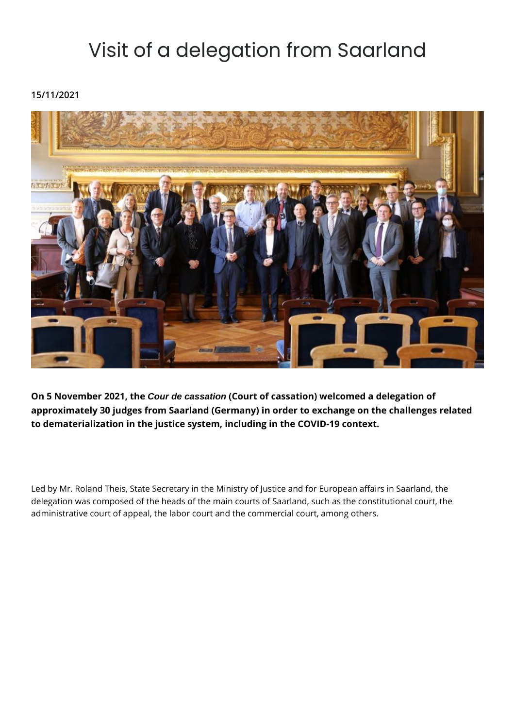# Visit of a delegation from Saarland

**15/11/2021**

**On 5 November 2021, the *Cour de cassation* (Court of cassation) welcomed a delegation of approximately 30 judges from Saarland (Germany) in order to exchange on the challenges related to dematerialization in the justice system, including in the COVID-19 context.**

Led by Mr. Roland Theis, State Secretary in the Ministry of Justice and for European affairs in Saarland, the delegation was composed of the heads of the main courts of Saarland, such as the constitutional court, the administrative court of appeal, the labor court and the commercial court, among others.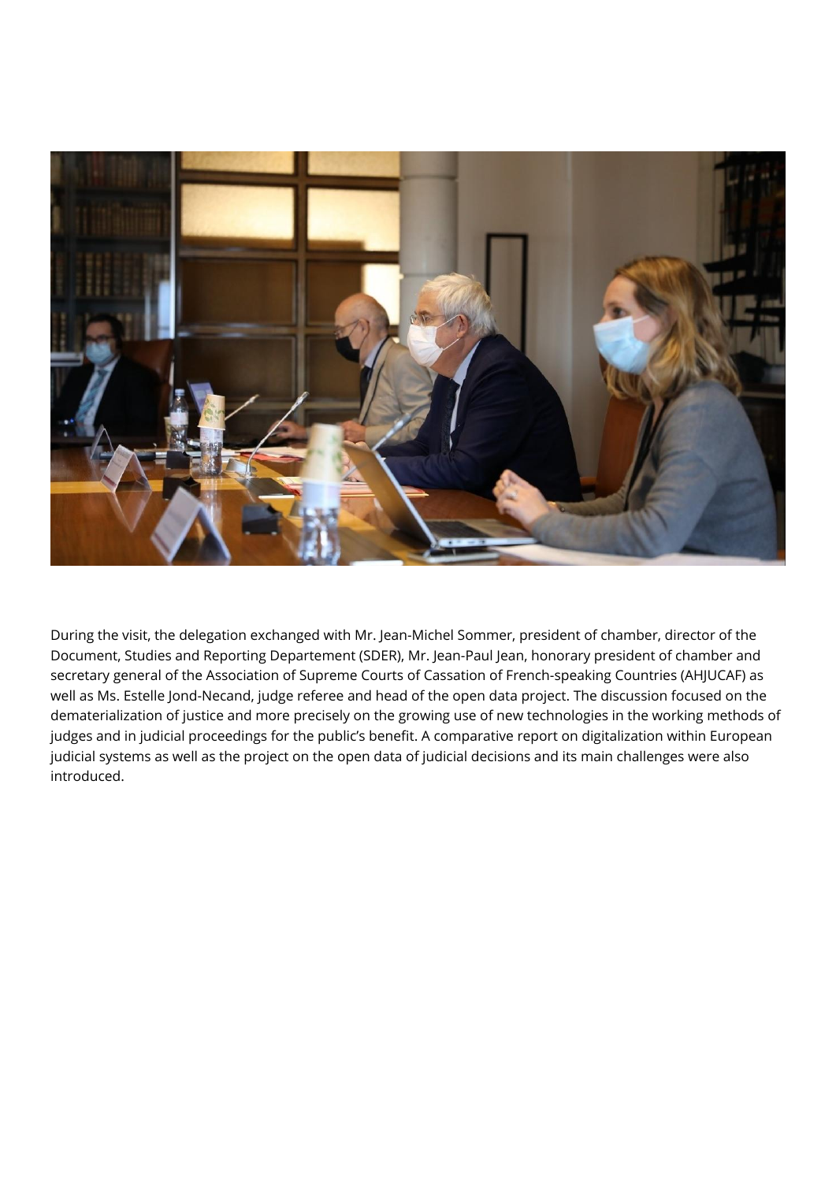During the visit, the delegation exchanged with Mr. Jean-Michel Sommer, president of chamber, director of the Document, Studies and Reporting Departement (SDER), Mr. Jean-Paul Jean, honorary president of chamber and secretary general of the Association of Supreme Courts of Cassation of French-speaking Countries (AHJUCAF) as well as Ms. Estelle Jond-Necand, judge referee and head of the open data project. The discussion focused on the dematerialization of justice and more precisely on the growing use of new technologies in the working methods of judges and in judicial proceedings for the public's benefit. A comparative report on digitalization within European judicial systems as well as the project on the open data of judicial decisions and its main challenges were also introduced.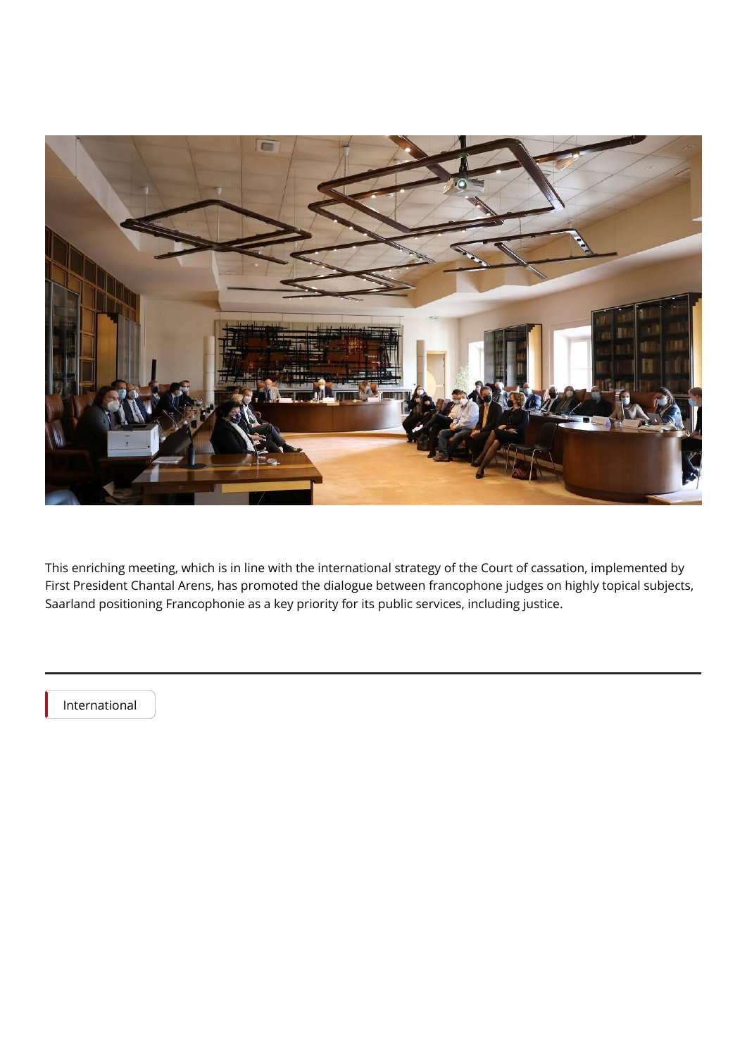This enriching meeting, which is in line with the international strategy of the Court of cassation, implemented by First President Chantal Arens, has promoted the dialogue between francophone judges on highly topical subjects, Saarland positioning Francophonie as a key priority for its public services, including justice.

---

International